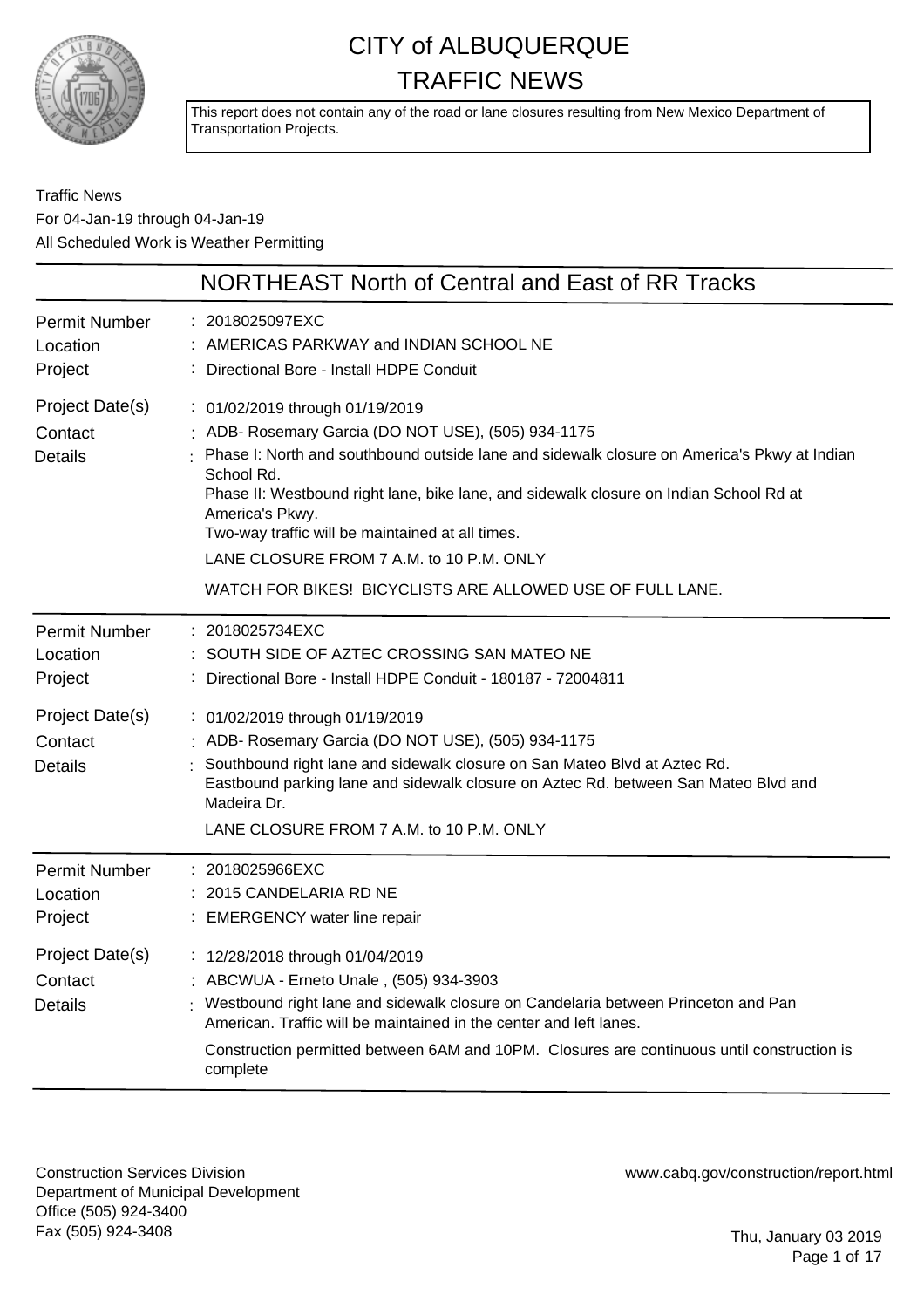# CITY of ALBUQUERQUE
# TRAFFIC NEWS

This report does not contain any of the road or lane closures resulting from New Mexico Department of Transportation Projects.

Traffic News
For 04-Jan-19 through 04-Jan-19
All Scheduled Work is Weather Permitting

## NORTHEAST North of Central and East of RR Tracks

| | |
|---|---|
| Permit Number | 2018025097EXC |
| Location | AMERICAS PARKWAY and INDIAN SCHOOL NE |
| Project | Directional Bore - Install HDPE Conduit |
| Project Date(s) | 01/02/2019 through 01/19/2019 |
| Contact | ADB- Rosemary Garcia (DO NOT USE), (505) 934-1175 |
| Details | Phase I: North and southbound outside lane and sidewalk closure on America's Pkwy at Indian School Rd.<br>Phase II: Westbound right lane, bike lane, and sidewalk closure on Indian School Rd at America's Pkwy.<br>Two-way traffic will be maintained at all times.<br>LANE CLOSURE FROM 7 A.M. to 10 P.M. ONLY<br>WATCH FOR BIKES! BICYCLISTS ARE ALLOWED USE OF FULL LANE. |

| | |
|---|---|
| Permit Number | 2018025734EXC |
| Location | SOUTH SIDE OF AZTEC CROSSING SAN MATEO NE |
| Project | Directional Bore - Install HDPE Conduit - 180187 - 72004811 |
| Project Date(s) | 01/02/2019 through 01/19/2019 |
| Contact | ADB- Rosemary Garcia (DO NOT USE), (505) 934-1175 |
| Details | Southbound right lane and sidewalk closure on San Mateo Blvd at Aztec Rd.<br>Eastbound parking lane and sidewalk closure on Aztec Rd. between San Mateo Blvd and Madeira Dr.<br>LANE CLOSURE FROM 7 A.M. to 10 P.M. ONLY |

| | |
|---|---|
| Permit Number | 2018025966EXC |
| Location | 2015 CANDELARIA RD NE |
| Project | EMERGENCY water line repair |
| Project Date(s) | 12/28/2018 through 01/04/2019 |
| Contact | ABCWUA - Erneto Unale , (505) 934-3903 |
| Details | Westbound right lane and sidewalk closure on Candelaria between Princeton and Pan American. Traffic will be maintained in the center and left lanes.<br>Construction permitted between 6AM and 10PM. Closures are continuous until construction is complete |

Construction Services Division
Department of Municipal Development
Office (505) 924-3400
Fax (505) 924-3408

www.cabq.gov/construction/report.html

Thu, January 03 2019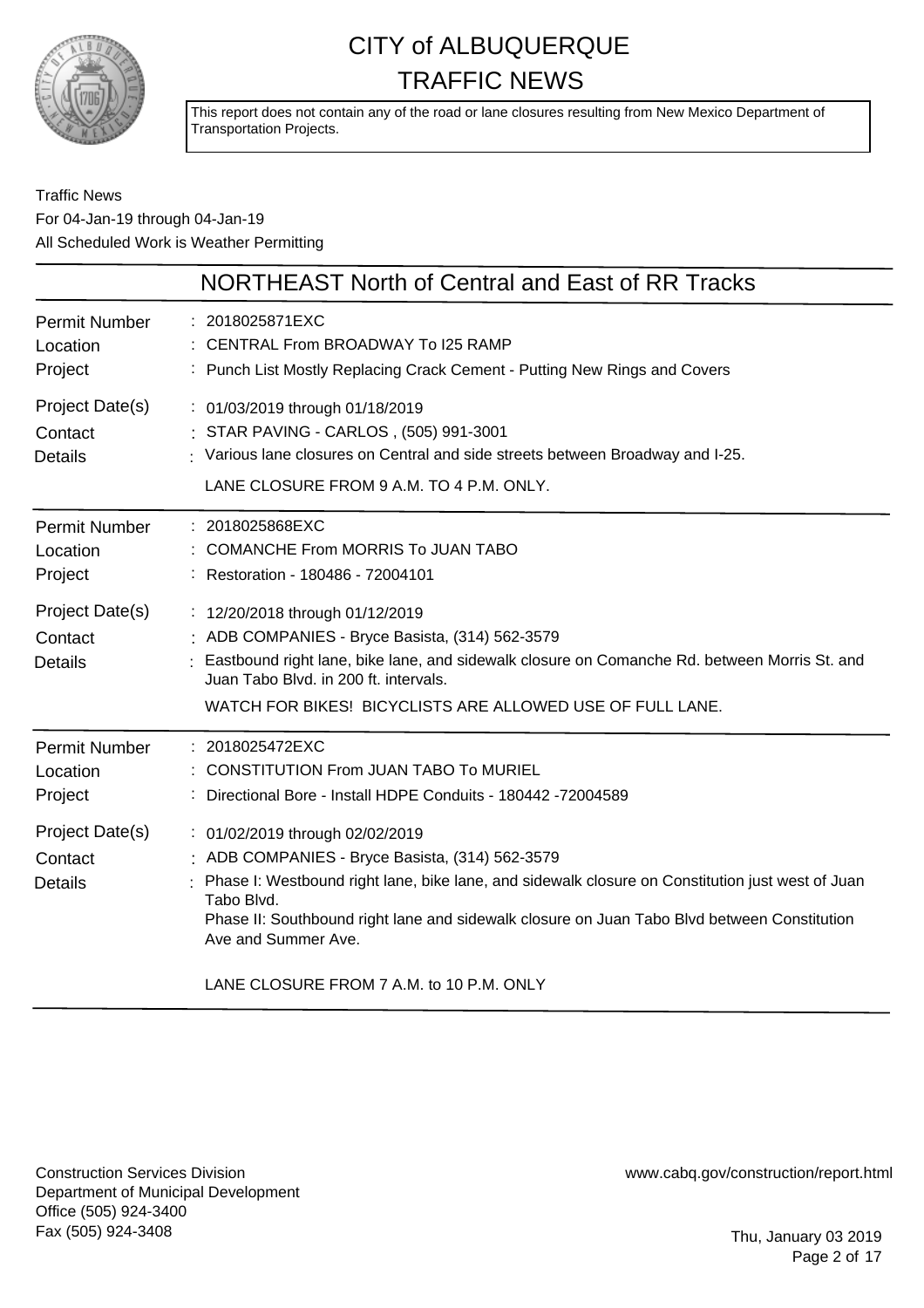# CITY of ALBUQUERQUE
# TRAFFIC NEWS

This report does not contain any of the road or lane closures resulting from New Mexico Department of Transportation Projects.

Traffic News
For 04-Jan-19 through 04-Jan-19
All Scheduled Work is Weather Permitting

## NORTHEAST North of Central and East of RR Tracks

| | |
|---|---|
| Permit Number | : 2018025871EXC |
| Location | : CENTRAL From BROADWAY To I25 RAMP |
| Project | : Punch List Mostly Replacing Crack Cement - Putting New Rings and Covers |
| Project Date(s) | : 01/03/2019 through 01/18/2019 |
| Contact | : STAR PAVING - CARLOS , (505) 991-3001 |
| Details | : Various lane closures on Central and side streets between Broadway and I-25.<br>LANE CLOSURE FROM 9 A.M. TO 4 P.M. ONLY. |

| | |
|---|---|
| Permit Number | : 2018025868EXC |
| Location | : COMANCHE From MORRIS To JUAN TABO |
| Project | : Restoration - 180486 - 72004101 |
| Project Date(s) | : 12/20/2018 through 01/12/2019 |
| Contact | : ADB COMPANIES - Bryce Basista, (314) 562-3579 |
| Details | : Eastbound right lane, bike lane, and sidewalk closure on Comanche Rd. between Morris St. and Juan Tabo Blvd. in 200 ft. intervals.<br>WATCH FOR BIKES! BICYCLISTS ARE ALLOWED USE OF FULL LANE. |

| | |
|---|---|
| Permit Number | : 2018025472EXC |
| Location | : CONSTITUTION From JUAN TABO To MURIEL |
| Project | : Directional Bore - Install HDPE Conduits - 180442 -72004589 |
| Project Date(s) | : 01/02/2019 through 02/02/2019 |
| Contact | : ADB COMPANIES - Bryce Basista, (314) 562-3579 |
| Details | : Phase I: Westbound right lane, bike lane, and sidewalk closure on Constitution just west of Juan Tabo Blvd.<br>Phase II: Southbound right lane and sidewalk closure on Juan Tabo Blvd between Constitution Ave and Summer Ave.<br>LANE CLOSURE FROM 7 A.M. to 10 P.M. ONLY |

Construction Services Division
Department of Municipal Development
Office (505) 924-3400
Fax (505) 924-3408

www.cabq.gov/construction/report.html

Thu, January 03 2019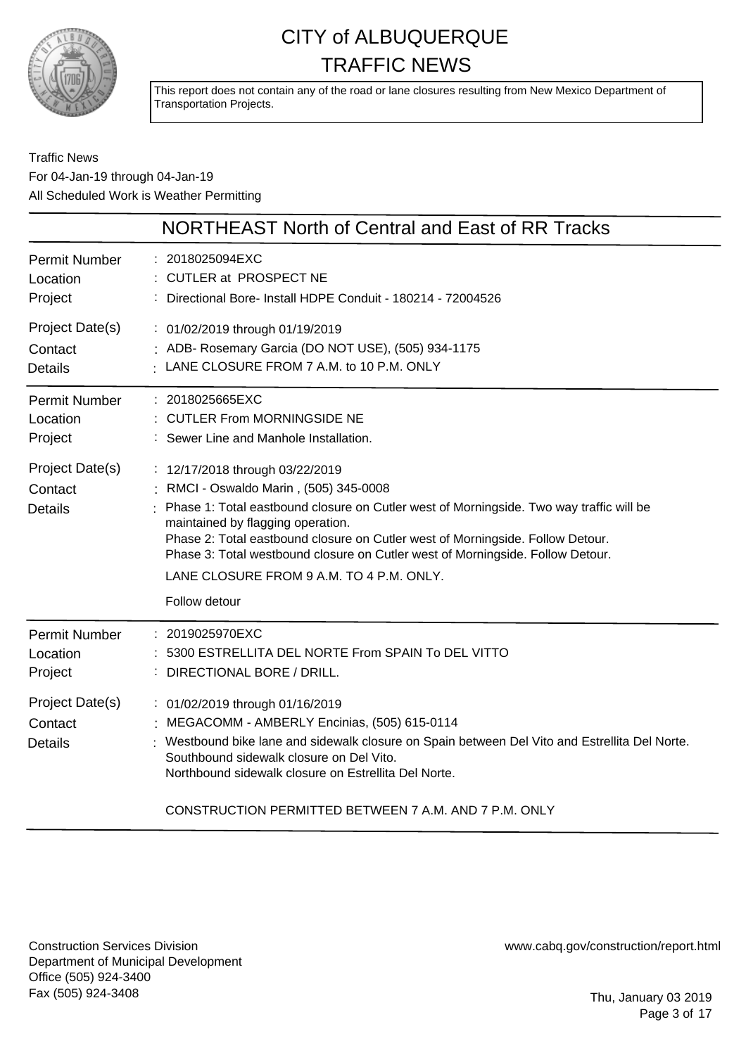# CITY of ALBUQUERQUE
# TRAFFIC NEWS

This report does not contain any of the road or lane closures resulting from New Mexico Department of Transportation Projects.

Traffic News
For 04-Jan-19 through 04-Jan-19
All Scheduled Work is Weather Permitting

## NORTHEAST North of Central and East of RR Tracks

| | |
|---|---|
| Permit Number | : 2018025094EXC |
| Location | : CUTLER at PROSPECT NE |
| Project | : Directional Bore- Install HDPE Conduit - 180214 - 72004526 |
| Project Date(s) | : 01/02/2019 through 01/19/2019 |
| Contact | : ADB- Rosemary Garcia (DO NOT USE), (505) 934-1175 |
| Details | : LANE CLOSURE FROM 7 A.M. to 10 P.M. ONLY |

| | |
|---|---|
| Permit Number | : 2018025665EXC |
| Location | : CUTLER From MORNINGSIDE NE |
| Project | : Sewer Line and Manhole Installation. |
| Project Date(s) | : 12/17/2018 through 03/22/2019 |
| Contact | : RMCI - Oswaldo Marin , (505) 345-0008 |
| Details | : Phase 1: Total eastbound closure on Cutler west of Morningside. Two way traffic will be maintained by flagging operation.<br>Phase 2: Total eastbound closure on Cutler west of Morningside. Follow Detour.<br>Phase 3: Total westbound closure on Cutler west of Morningside. Follow Detour.<br>LANE CLOSURE FROM 9 A.M. TO 4 P.M. ONLY.<br>Follow detour |

| | |
|---|---|
| Permit Number | : 2019025970EXC |
| Location | : 5300 ESTRELLITA DEL NORTE From SPAIN To DEL VITTO |
| Project | : DIRECTIONAL BORE / DRILL. |
| Project Date(s) | : 01/02/2019 through 01/16/2019 |
| Contact | : MEGACOMM - AMBERLY Encinias, (505) 615-0114 |
| Details | : Westbound bike lane and sidewalk closure on Spain between Del Vito and Estrellita Del Norte.<br>Southbound sidewalk closure on Del Vito.<br>Northbound sidewalk closure on Estrellita Del Norte.<br>CONSTRUCTION PERMITTED BETWEEN 7 A.M. AND 7 P.M. ONLY |

Construction Services Division
Department of Municipal Development
Office (505) 924-3400
Fax (505) 924-3408

www.cabq.gov/construction/report.html

Thu, January 03 2019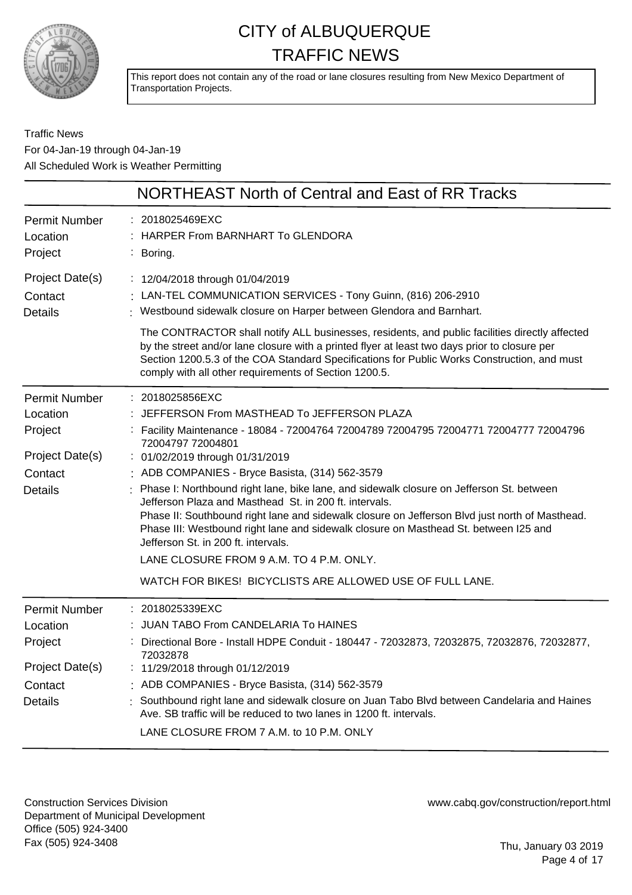# CITY of ALBUQUERQUE
# TRAFFIC NEWS

This report does not contain any of the road or lane closures resulting from New Mexico Department of Transportation Projects.

Traffic News
For 04-Jan-19 through 04-Jan-19
All Scheduled Work is Weather Permitting

## NORTHEAST North of Central and East of RR Tracks

**Permit Number**: 2018025469EXC
**Location**: HARPER From BARNHART To GLENDORA
**Project**: Boring.
**Project Date(s)**: 12/04/2018 through 01/04/2019
**Contact**: LAN-TEL COMMUNICATION SERVICES - Tony Guinn, (816) 206-2910
**Details**: Westbound sidewalk closure on Harper between Glendora and Barnhart.

The CONTRACTOR shall notify ALL businesses, residents, and public facilities directly affected by the street and/or lane closure with a printed flyer at least two days prior to closure per Section 1200.5.3 of the COA Standard Specifications for Public Works Construction, and must comply with all other requirements of Section 1200.5.

---

**Permit Number**: 2018025856EXC
**Location**: JEFFERSON From MASTHEAD To JEFFERSON PLAZA
**Project**: Facility Maintenance - 18084 - 72004764 72004789 72004795 72004771 72004777 72004796 72004797 72004801
**Project Date(s)**: 01/02/2019 through 01/31/2019
**Contact**: ADB COMPANIES - Bryce Basista, (314) 562-3579
**Details**: Phase I: Northbound right lane, bike lane, and sidewalk closure on Jefferson St. between Jefferson Plaza and Masthead St. in 200 ft. intervals.
Phase II: Southbound right lane and sidewalk closure on Jefferson Blvd just north of Masthead.
Phase III: Westbound right lane and sidewalk closure on Masthead St. between I25 and Jefferson St. in 200 ft. intervals.

LANE CLOSURE FROM 9 A.M. TO 4 P.M. ONLY.

WATCH FOR BIKES! BICYCLISTS ARE ALLOWED USE OF FULL LANE.

---

**Permit Number**: 2018025339EXC
**Location**: JUAN TABO From CANDELARIA To HAINES
**Project**: Directional Bore - Install HDPE Conduit - 180447 - 72032873, 72032875, 72032876, 72032877, 72032878
**Project Date(s)**: 11/29/2018 through 01/12/2019
**Contact**: ADB COMPANIES - Bryce Basista, (314) 562-3579
**Details**: Southbound right lane and sidewalk closure on Juan Tabo Blvd between Candelaria and Haines Ave. SB traffic will be reduced to two lanes in 1200 ft. intervals.

LANE CLOSURE FROM 7 A.M. to 10 P.M. ONLY

---

Construction Services Division
Department of Municipal Development
Office (505) 924-3400
Fax (505) 924-3408

www.cabq.gov/construction/report.html

Thu, January 03 2019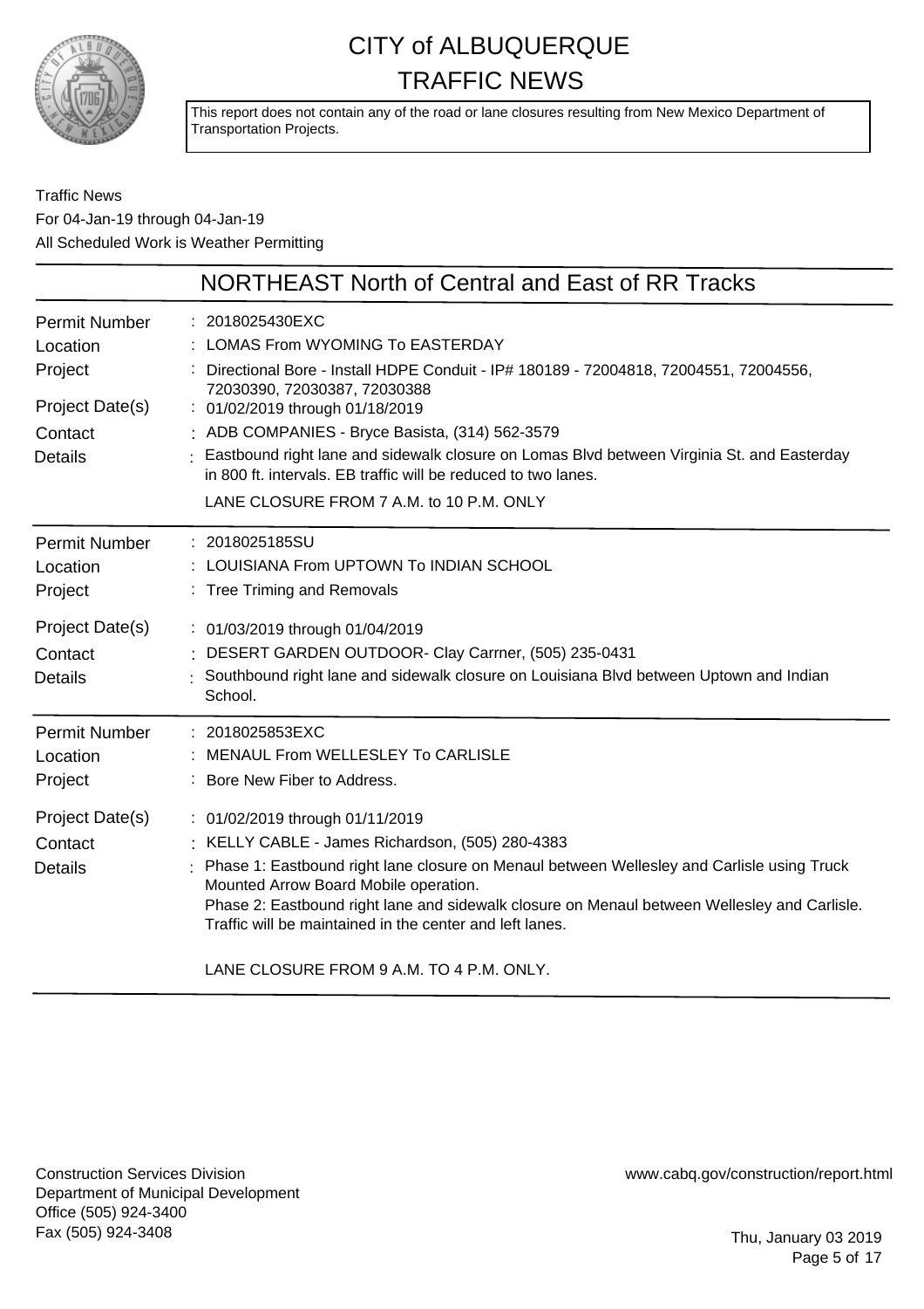# CITY of ALBUQUERQUE TRAFFIC NEWS

This report does not contain any of the road or lane closures resulting from New Mexico Department of Transportation Projects.

Traffic News
For 04-Jan-19 through 04-Jan-19
All Scheduled Work is Weather Permitting

## NORTHEAST North of Central and East of RR Tracks

| | |
|---|---|
| Permit Number | 2018025430EXC |
| Location | LOMAS From WYOMING To EASTERDAY |
| Project | Directional Bore - Install HDPE Conduit - IP# 180189 - 72004818, 72004551, 72004556, 72030390, 72030387, 72030388 |
| Project Date(s) | 01/02/2019 through 01/18/2019 |
| Contact | ADB COMPANIES - Bryce Basista, (314) 562-3579 |
| Details | Eastbound right lane and sidewalk closure on Lomas Blvd between Virginia St. and Easterday in 800 ft. intervals. EB traffic will be reduced to two lanes.<br><br>LANE CLOSURE FROM 7 A.M. to 10 P.M. ONLY |

| | |
|---|---|
| Permit Number | 2018025185SU |
| Location | LOUISIANA From UPTOWN To INDIAN SCHOOL |
| Project | Tree Triming and Removals |
| Project Date(s) | 01/03/2019 through 01/04/2019 |
| Contact | DESERT GARDEN OUTDOOR- Clay Carrner, (505) 235-0431 |
| Details | Southbound right lane and sidewalk closure on Louisiana Blvd between Uptown and Indian School. |

| | |
|---|---|
| Permit Number | 2018025853EXC |
| Location | MENAUL From WELLESLEY To CARLISLE |
| Project | Bore New Fiber to Address. |
| Project Date(s) | 01/02/2019 through 01/11/2019 |
| Contact | KELLY CABLE - James Richardson, (505) 280-4383 |
| Details | Phase 1: Eastbound right lane closure on Menaul between Wellesley and Carlisle using Truck Mounted Arrow Board Mobile operation.<br>Phase 2: Eastbound right lane and sidewalk closure on Menaul between Wellesley and Carlisle. Traffic will be maintained in the center and left lanes.<br><br>LANE CLOSURE FROM 9 A.M. TO 4 P.M. ONLY. |

Construction Services Division
Department of Municipal Development
Office (505) 924-3400
Fax (505) 924-3408

www.cabq.gov/construction/report.html

Thu, January 03 2019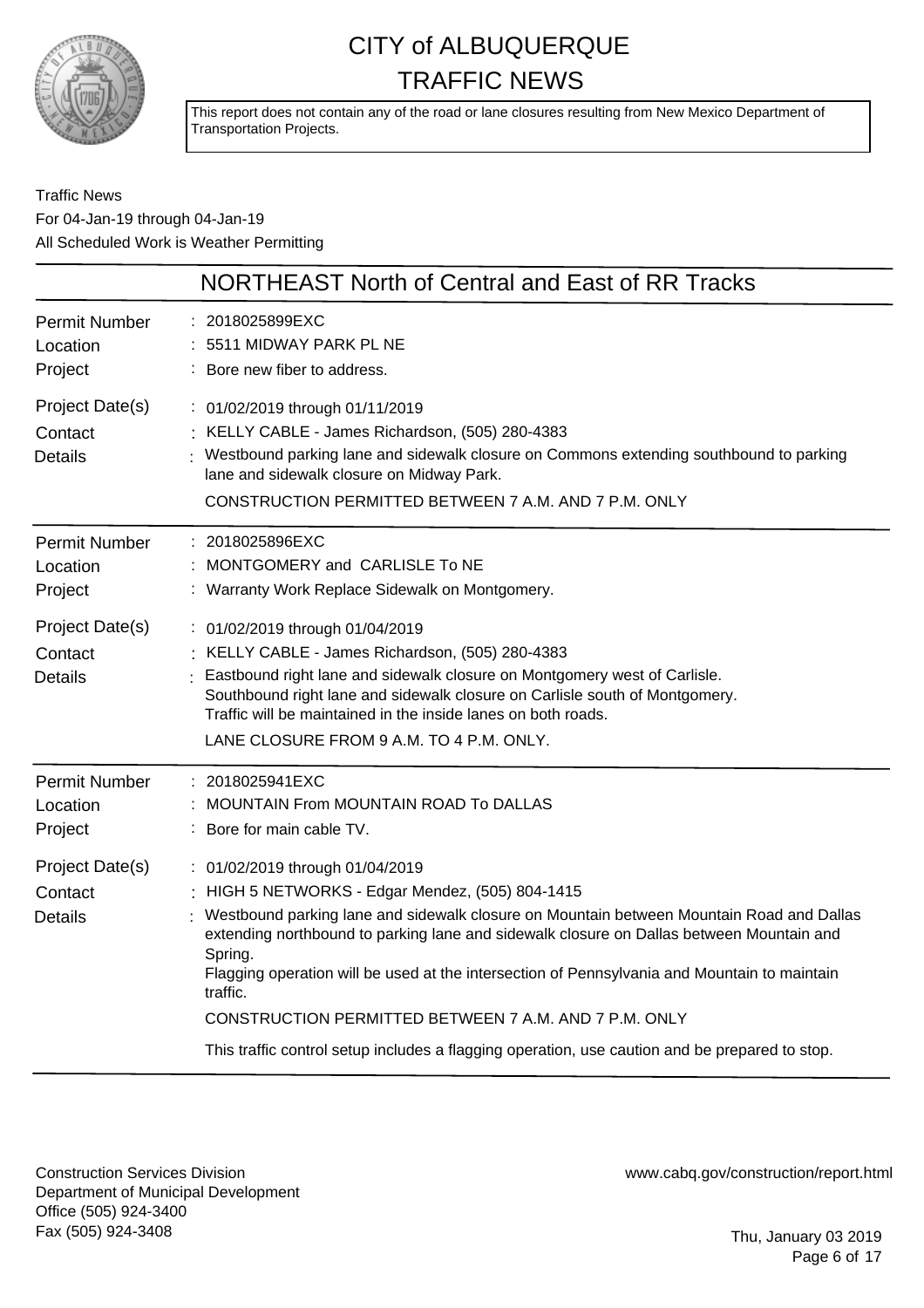# CITY of ALBUQUERQUE TRAFFIC NEWS

This report does not contain any of the road or lane closures resulting from New Mexico Department of Transportation Projects.

Traffic News
For 04-Jan-19 through 04-Jan-19
All Scheduled Work is Weather Permitting

## NORTHEAST North of Central and East of RR Tracks

| | |
|---|---|
| Permit Number | : 2018025899EXC |
| Location | : 5511 MIDWAY PARK PL NE |
| Project | : Bore new fiber to address. |
| Project Date(s) | : 01/02/2019 through 01/11/2019 |
| Contact | : KELLY CABLE - James Richardson, (505) 280-4383 |
| Details | : Westbound parking lane and sidewalk closure on Commons extending southbound to parking lane and sidewalk closure on Midway Park.<br>CONSTRUCTION PERMITTED BETWEEN 7 A.M. AND 7 P.M. ONLY |

| | |
|---|---|
| Permit Number | : 2018025896EXC |
| Location | : MONTGOMERY and CARLISLE To NE |
| Project | : Warranty Work Replace Sidewalk on Montgomery. |
| Project Date(s) | : 01/02/2019 through 01/04/2019 |
| Contact | : KELLY CABLE - James Richardson, (505) 280-4383 |
| Details | : Eastbound right lane and sidewalk closure on Montgomery west of Carlisle.<br>Southbound right lane and sidewalk closure on Carlisle south of Montgomery.<br>Traffic will be maintained in the inside lanes on both roads.<br>LANE CLOSURE FROM 9 A.M. TO 4 P.M. ONLY. |

| | |
|---|---|
| Permit Number | : 2018025941EXC |
| Location | : MOUNTAIN From MOUNTAIN ROAD To DALLAS |
| Project | : Bore for main cable TV. |
| Project Date(s) | : 01/02/2019 through 01/04/2019 |
| Contact | : HIGH 5 NETWORKS - Edgar Mendez, (505) 804-1415 |
| Details | : Westbound parking lane and sidewalk closure on Mountain between Mountain Road and Dallas extending northbound to parking lane and sidewalk closure on Dallas between Mountain and Spring.<br>Flagging operation will be used at the intersection of Pennsylvania and Mountain to maintain traffic.<br>CONSTRUCTION PERMITTED BETWEEN 7 A.M. AND 7 P.M. ONLY<br>This traffic control setup includes a flagging operation, use caution and be prepared to stop. |

Construction Services Division
Department of Municipal Development
Office (505) 924-3400
Fax (505) 924-3408

www.cabq.gov/construction/report.html

Thu, January 03 2019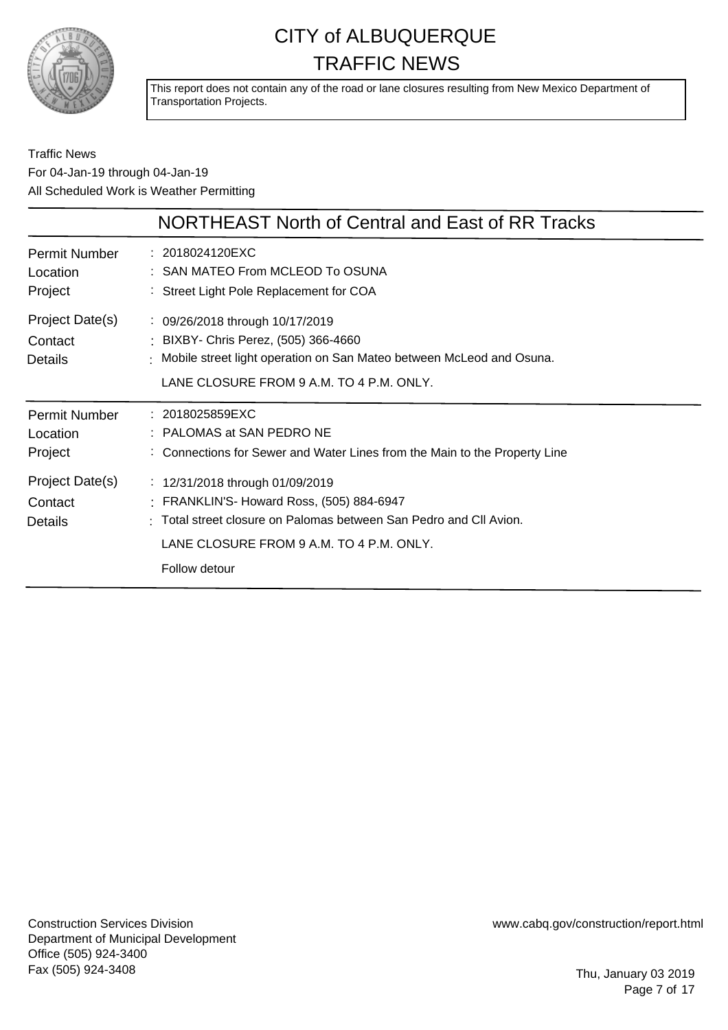# CITY of ALBUQUERQUE TRAFFIC NEWS

This report does not contain any of the road or lane closures resulting from New Mexico Department of Transportation Projects.

Traffic News
For 04-Jan-19 through 04-Jan-19
All Scheduled Work is Weather Permitting

## NORTHEAST North of Central and East of RR Tracks

| | |
|---|---|
| Permit Number | : 2018024120EXC |
| Location | : SAN MATEO From MCLEOD To OSUNA |
| Project | : Street Light Pole Replacement for COA |
| Project Date(s) | : 09/26/2018 through 10/17/2019 |
| Contact | : BIXBY- Chris Perez, (505) 366-4660 |
| Details | : Mobile street light operation on San Mateo between McLeod and Osuna. LANE CLOSURE FROM 9 A.M. TO 4 P.M. ONLY. |

| | |
|---|---|
| Permit Number | : 2018025859EXC |
| Location | : PALOMAS at SAN PEDRO NE |
| Project | : Connections for Sewer and Water Lines from the Main to the Property Line |
| Project Date(s) | : 12/31/2018 through 01/09/2019 |
| Contact | : FRANKLIN'S- Howard Ross, (505) 884-6947 |
| Details | : Total street closure on Palomas between San Pedro and Cll Avion. LANE CLOSURE FROM 9 A.M. TO 4 P.M. ONLY. Follow detour |

Construction Services Division
Department of Municipal Development
Office (505) 924-3400
Fax (505) 924-3408

www.cabq.gov/construction/report.html

Thu, January 03 2019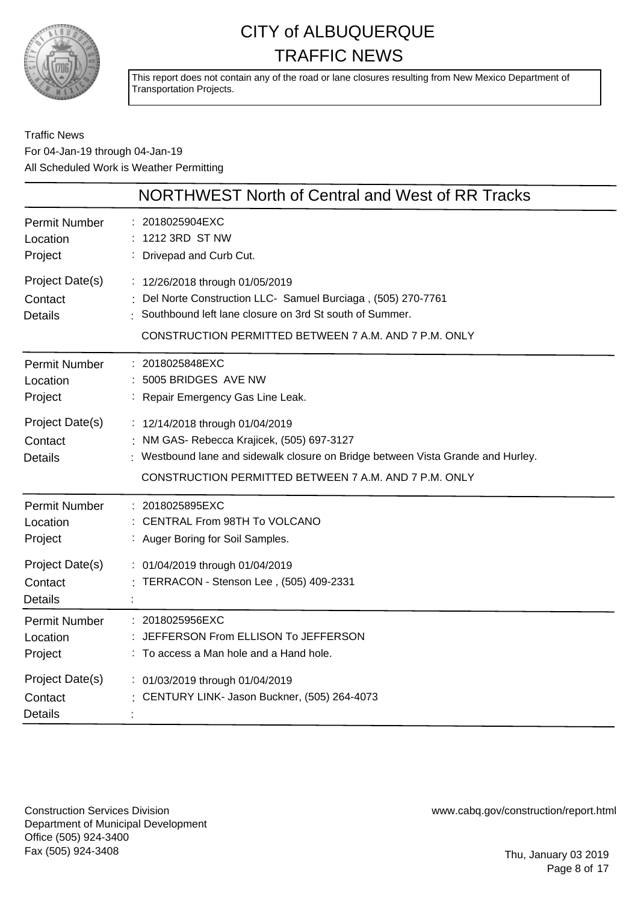# CITY of ALBUQUERQUE
# TRAFFIC NEWS

This report does not contain any of the road or lane closures resulting from New Mexico Department of Transportation Projects.

Traffic News
For 04-Jan-19 through 04-Jan-19
All Scheduled Work is Weather Permitting

## NORTHWEST North of Central and West of RR Tracks

| | |
|---|---|
| Permit Number | : 2018025904EXC |
| Location | : 1212 3RD ST NW |
| Project | : Drivepad and Curb Cut. |
| Project Date(s) | : 12/26/2018 through 01/05/2019 |
| Contact | : Del Norte Construction LLC- Samuel Burciaga , (505) 270-7761 |
| Details | : Southbound left lane closure on 3rd St south of Summer.<br>CONSTRUCTION PERMITTED BETWEEN 7 A.M. AND 7 P.M. ONLY |

| | |
|---|---|
| Permit Number | : 2018025848EXC |
| Location | : 5005 BRIDGES AVE NW |
| Project | : Repair Emergency Gas Line Leak. |
| Project Date(s) | : 12/14/2018 through 01/04/2019 |
| Contact | : NM GAS- Rebecca Krajicek, (505) 697-3127 |
| Details | : Westbound lane and sidewalk closure on Bridge between Vista Grande and Hurley.<br>CONSTRUCTION PERMITTED BETWEEN 7 A.M. AND 7 P.M. ONLY |

| | |
|---|---|
| Permit Number | : 2018025895EXC |
| Location | : CENTRAL From 98TH To VOLCANO |
| Project | : Auger Boring for Soil Samples. |
| Project Date(s) | : 01/04/2019 through 01/04/2019 |
| Contact | : TERRACON - Stenson Lee , (505) 409-2331 |
| Details | : |

| | |
|---|---|
| Permit Number | : 2018025956EXC |
| Location | : JEFFERSON From ELLISON To JEFFERSON |
| Project | : To access a Man hole and a Hand hole. |
| Project Date(s) | : 01/03/2019 through 01/04/2019 |
| Contact | : CENTURY LINK- Jason Buckner, (505) 264-4073 |
| Details | : |

Construction Services Division
Department of Municipal Development
Office (505) 924-3400
Fax (505) 924-3408

www.cabq.gov/construction/report.html

Thu, January 03 2019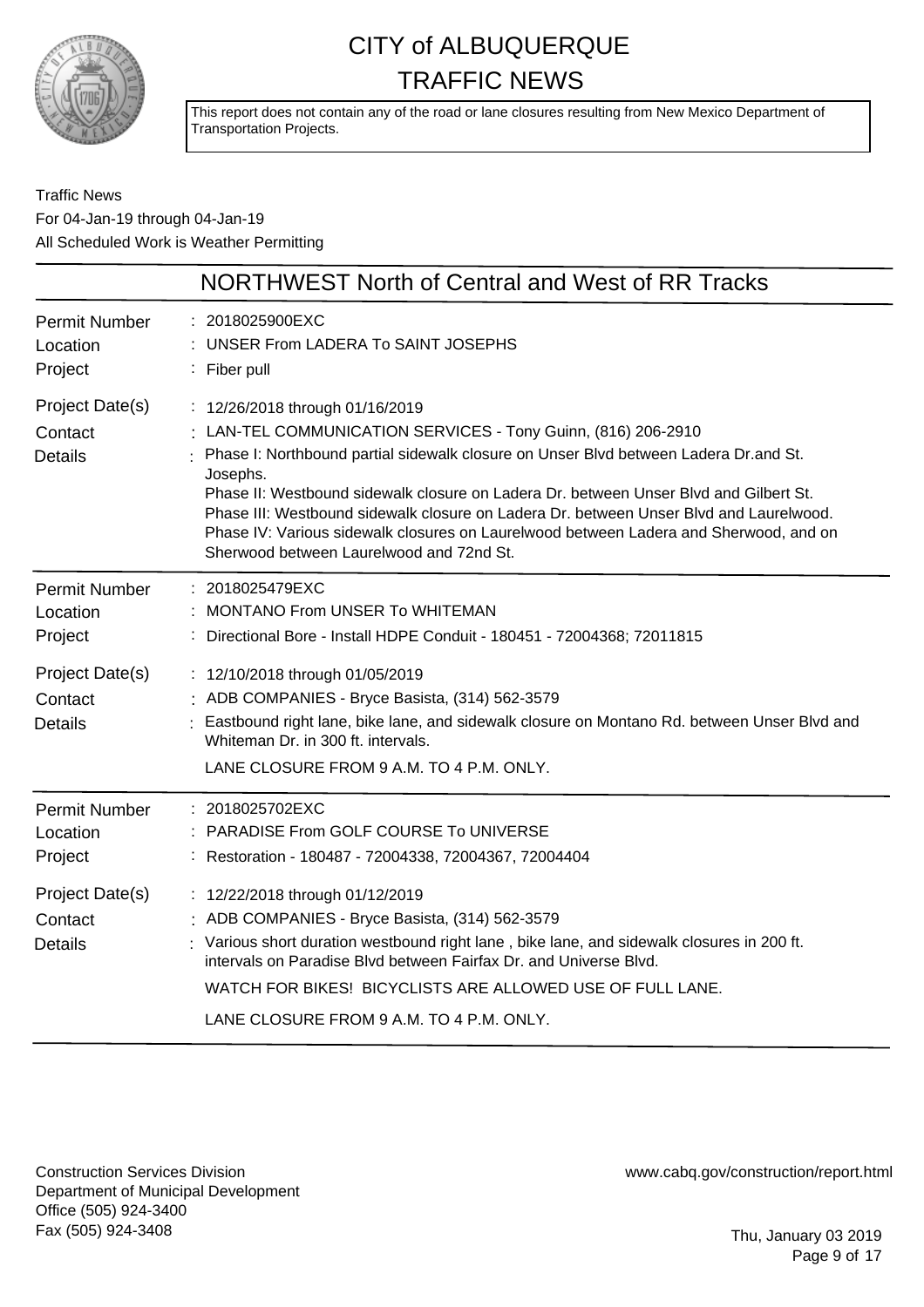# CITY of ALBUQUERQUE
# TRAFFIC NEWS

This report does not contain any of the road or lane closures resulting from New Mexico Department of Transportation Projects.

Traffic News
For 04-Jan-19 through 04-Jan-19
All Scheduled Work is Weather Permitting

## NORTHWEST North of Central and West of RR Tracks

| | |
|---|---|
| Permit Number | : 2018025900EXC |
| Location | : UNSER From LADERA To SAINT JOSEPHS |
| Project | : Fiber pull |
| Project Date(s) | : 12/26/2018 through 01/16/2019 |
| Contact | : LAN-TEL COMMUNICATION SERVICES - Tony Guinn, (816) 206-2910 |
| Details | : Phase I: Northbound partial sidewalk closure on Unser Blvd between Ladera Dr.and St. Josephs.<br>Phase II: Westbound sidewalk closure on Ladera Dr. between Unser Blvd and Gilbert St.<br>Phase III: Westbound sidewalk closure on Ladera Dr. between Unser Blvd and Laurelwood.<br>Phase IV: Various sidewalk closures on Laurelwood between Ladera and Sherwood, and on Sherwood between Laurelwood and 72nd St. |

| | |
|---|---|
| Permit Number | : 2018025479EXC |
| Location | : MONTANO From UNSER To WHITEMAN |
| Project | : Directional Bore - Install HDPE Conduit - 180451 - 72004368; 72011815 |
| Project Date(s) | : 12/10/2018 through 01/05/2019 |
| Contact | : ADB COMPANIES - Bryce Basista, (314) 562-3579 |
| Details | : Eastbound right lane, bike lane, and sidewalk closure on Montano Rd. between Unser Blvd and Whiteman Dr. in 300 ft. intervals.<br>LANE CLOSURE FROM 9 A.M. TO 4 P.M. ONLY. |

| | |
|---|---|
| Permit Number | : 2018025702EXC |
| Location | : PARADISE From GOLF COURSE To UNIVERSE |
| Project | : Restoration - 180487 - 72004338, 72004367, 72004404 |
| Project Date(s) | : 12/22/2018 through 01/12/2019 |
| Contact | : ADB COMPANIES - Bryce Basista, (314) 562-3579 |
| Details | : Various short duration westbound right lane , bike lane, and sidewalk closures in 200 ft. intervals on Paradise Blvd between Fairfax Dr. and Universe Blvd.<br>WATCH FOR BIKES! BICYCLISTS ARE ALLOWED USE OF FULL LANE.<br>LANE CLOSURE FROM 9 A.M. TO 4 P.M. ONLY. |

Construction Services Division
Department of Municipal Development
Office (505) 924-3400
Fax (505) 924-3408

www.cabq.gov/construction/report.html

Thu, January 03 2019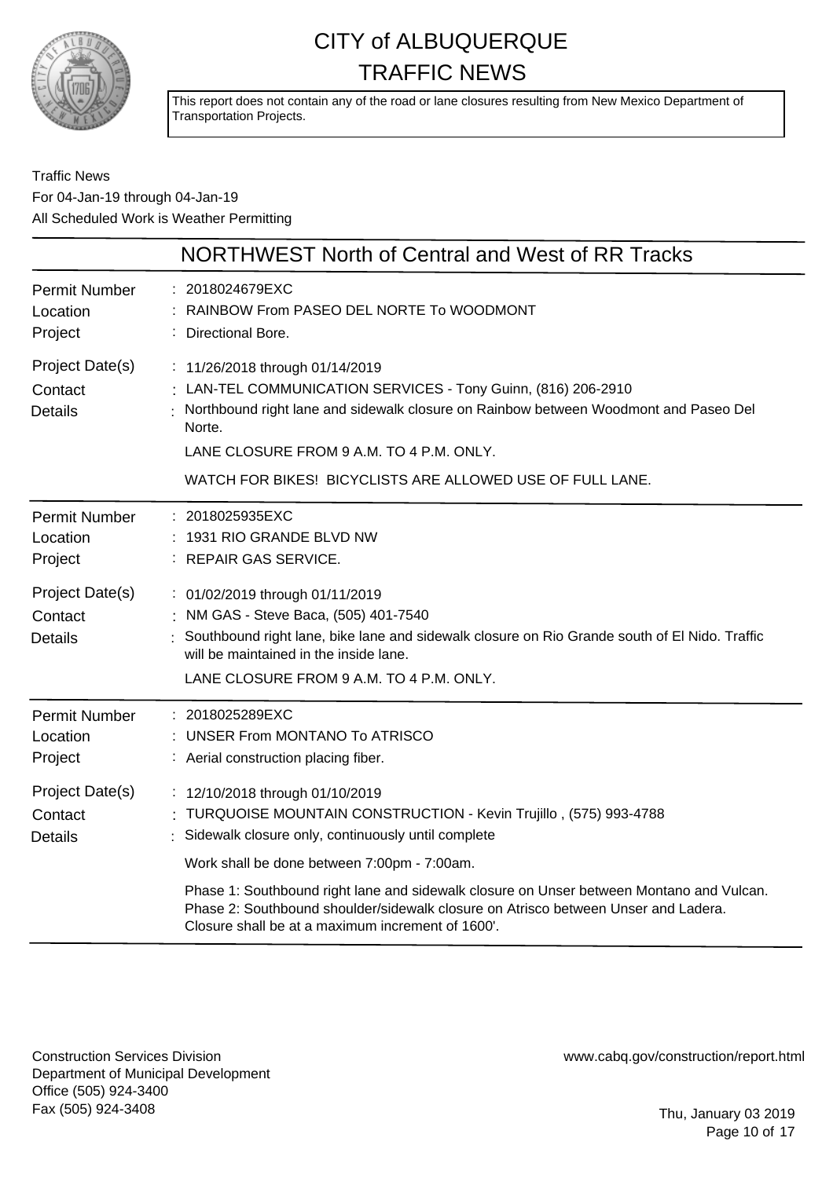# CITY of ALBUQUERQUE
# TRAFFIC NEWS

This report does not contain any of the road or lane closures resulting from New Mexico Department of Transportation Projects.

Traffic News
For 04-Jan-19 through 04-Jan-19
All Scheduled Work is Weather Permitting

## NORTHWEST North of Central and West of RR Tracks

**Permit Number** : 2018024679EXC
**Location** : RAINBOW From PASEO DEL NORTE To WOODMONT
**Project** : Directional Bore.

**Project Date(s)** : 11/26/2018 through 01/14/2019
**Contact** : LAN-TEL COMMUNICATION SERVICES - Tony Guinn, (816) 206-2910
**Details** : Northbound right lane and sidewalk closure on Rainbow between Woodmont and Paseo Del Norte.

LANE CLOSURE FROM 9 A.M. TO 4 P.M. ONLY.

WATCH FOR BIKES! BICYCLISTS ARE ALLOWED USE OF FULL LANE.

---

**Permit Number** : 2018025935EXC
**Location** : 1931 RIO GRANDE BLVD NW
**Project** : REPAIR GAS SERVICE.

**Project Date(s)** : 01/02/2019 through 01/11/2019
**Contact** : NM GAS - Steve Baca, (505) 401-7540
**Details** : Southbound right lane, bike lane and sidewalk closure on Rio Grande south of El Nido. Traffic will be maintained in the inside lane.

LANE CLOSURE FROM 9 A.M. TO 4 P.M. ONLY.

---

**Permit Number** : 2018025289EXC
**Location** : UNSER From MONTANO To ATRISCO
**Project** : Aerial construction placing fiber.

**Project Date(s)** : 12/10/2018 through 01/10/2019
**Contact** : TURQUOISE MOUNTAIN CONSTRUCTION - Kevin Trujillo , (575) 993-4788
**Details** : Sidewalk closure only, continuously until complete

Work shall be done between 7:00pm - 7:00am.

Phase 1: Southbound right lane and sidewalk closure on Unser between Montano and Vulcan.
Phase 2: Southbound shoulder/sidewalk closure on Atrisco between Unser and Ladera.
Closure shall be at a maximum increment of 1600'.

---

Construction Services Division
Department of Municipal Development
Office (505) 924-3400
Fax (505) 924-3408

www.cabq.gov/construction/report.html

Thu, January 03 2019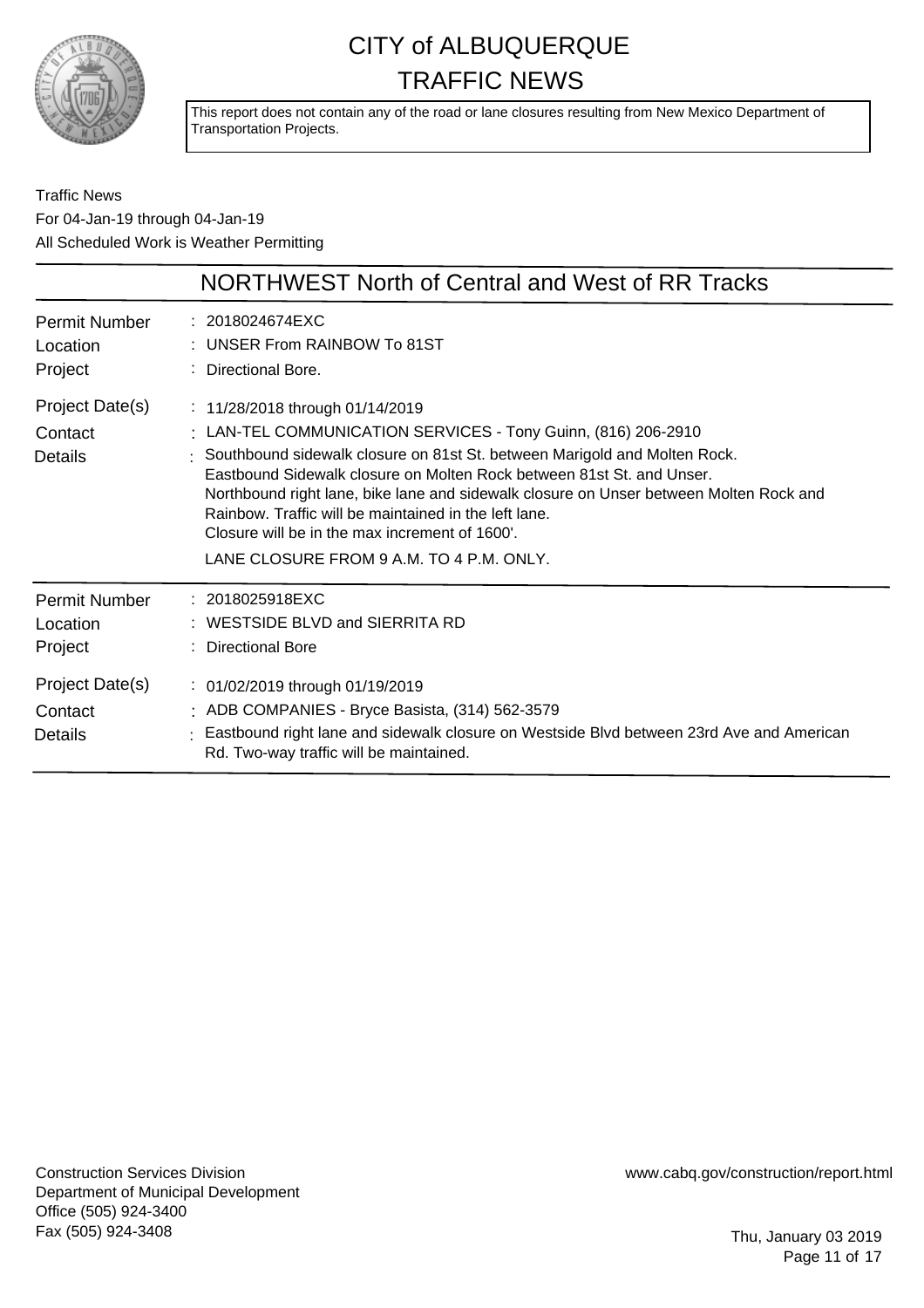# CITY of ALBUQUERQUE TRAFFIC NEWS

This report does not contain any of the road or lane closures resulting from New Mexico Department of Transportation Projects.

Traffic News
For 04-Jan-19 through 04-Jan-19
All Scheduled Work is Weather Permitting

## NORTHWEST North of Central and West of RR Tracks

| | |
|---|---|
| Permit Number | 2018024674EXC |
| Location | UNSER From RAINBOW To 81ST |
| Project | Directional Bore. |
| Project Date(s) | 11/28/2018 through 01/14/2019 |
| Contact | LAN-TEL COMMUNICATION SERVICES - Tony Guinn, (816) 206-2910 |
| Details | Southbound sidewalk closure on 81st St. between Marigold and Molten Rock. Eastbound Sidewalk closure on Molten Rock between 81st St. and Unser. Northbound right lane, bike lane and sidewalk closure on Unser between Molten Rock and Rainbow. Traffic will be maintained in the left lane. Closure will be in the max increment of 1600'. LANE CLOSURE FROM 9 A.M. TO 4 P.M. ONLY. |

| | |
|---|---|
| Permit Number | 2018025918EXC |
| Location | WESTSIDE BLVD and SIERRITA RD |
| Project | Directional Bore |
| Project Date(s) | 01/02/2019 through 01/19/2019 |
| Contact | ADB COMPANIES - Bryce Basista, (314) 562-3579 |
| Details | Eastbound right lane and sidewalk closure on Westside Blvd between 23rd Ave and American Rd. Two-way traffic will be maintained. |

Construction Services Division
Department of Municipal Development
Office (505) 924-3400
Fax (505) 924-3408

www.cabq.gov/construction/report.html

Thu, January 03 2019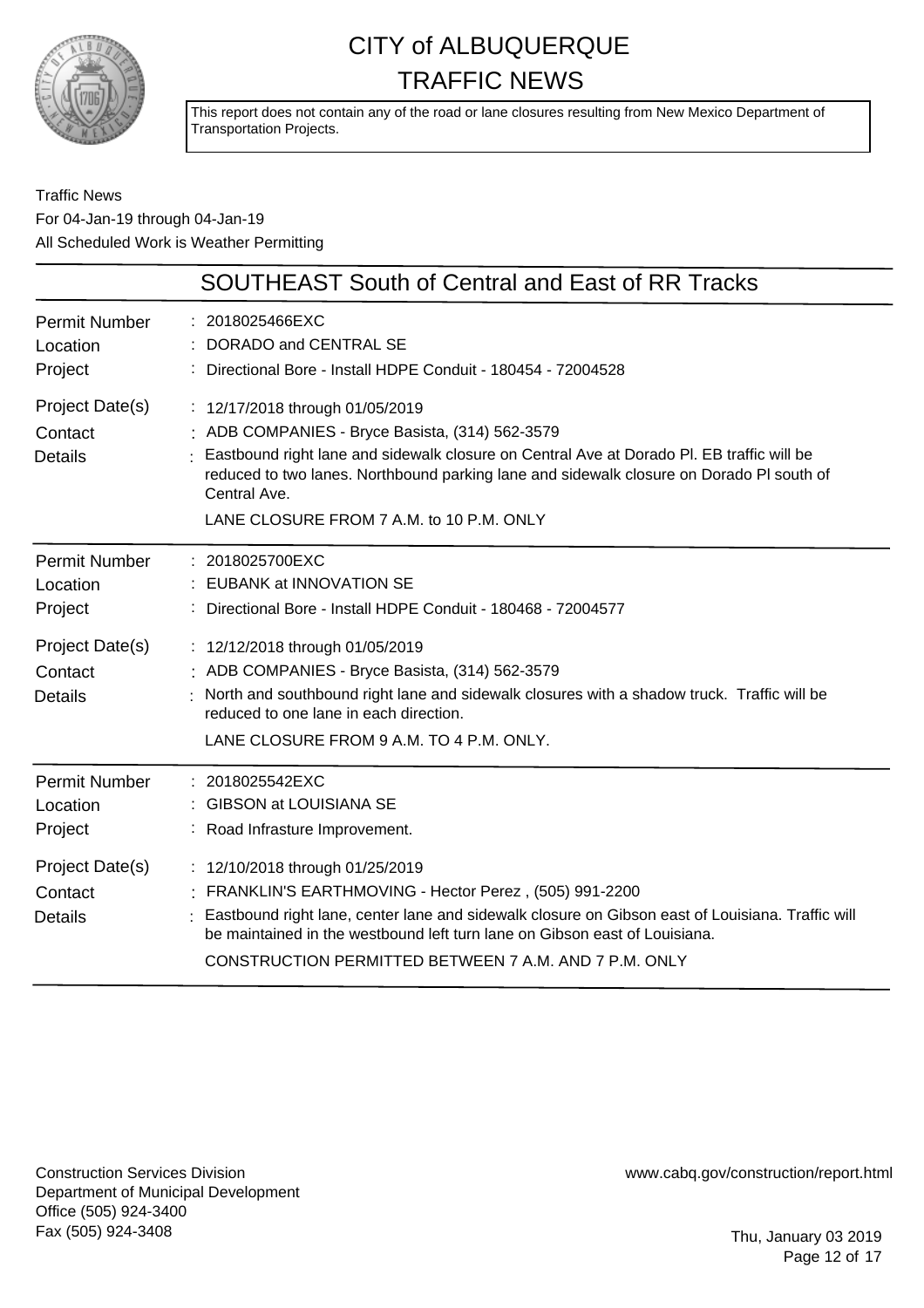# CITY of ALBUQUERQUE
# TRAFFIC NEWS

This report does not contain any of the road or lane closures resulting from New Mexico Department of Transportation Projects.

Traffic News
For 04-Jan-19 through 04-Jan-19
All Scheduled Work is Weather Permitting

## SOUTHEAST South of Central and East of RR Tracks

| | |
|---|---|
| Permit Number | : 2018025466EXC |
| Location | : DORADO and CENTRAL SE |
| Project | : Directional Bore - Install HDPE Conduit - 180454 - 72004528 |
| Project Date(s) | : 12/17/2018 through 01/05/2019 |
| Contact | : ADB COMPANIES - Bryce Basista, (314) 562-3579 |
| Details | : Eastbound right lane and sidewalk closure on Central Ave at Dorado Pl. EB traffic will be reduced to two lanes. Northbound parking lane and sidewalk closure on Dorado Pl south of Central Ave. LANE CLOSURE FROM 7 A.M. to 10 P.M. ONLY |

| | |
|---|---|
| Permit Number | : 2018025700EXC |
| Location | : EUBANK at INNOVATION SE |
| Project | : Directional Bore - Install HDPE Conduit - 180468 - 72004577 |
| Project Date(s) | : 12/12/2018 through 01/05/2019 |
| Contact | : ADB COMPANIES - Bryce Basista, (314) 562-3579 |
| Details | : North and southbound right lane and sidewalk closures with a shadow truck. Traffic will be reduced to one lane in each direction. LANE CLOSURE FROM 9 A.M. TO 4 P.M. ONLY. |

| | |
|---|---|
| Permit Number | : 2018025542EXC |
| Location | : GIBSON at LOUISIANA SE |
| Project | : Road Infrasture Improvement. |
| Project Date(s) | : 12/10/2018 through 01/25/2019 |
| Contact | : FRANKLIN'S EARTHMOVING - Hector Perez , (505) 991-2200 |
| Details | : Eastbound right lane, center lane and sidewalk closure on Gibson east of Louisiana. Traffic will be maintained in the westbound left turn lane on Gibson east of Louisiana. CONSTRUCTION PERMITTED BETWEEN 7 A.M. AND 7 P.M. ONLY |

Construction Services Division
Department of Municipal Development
Office (505) 924-3400
Fax (505) 924-3408

www.cabq.gov/construction/report.html

Thu, January 03 2019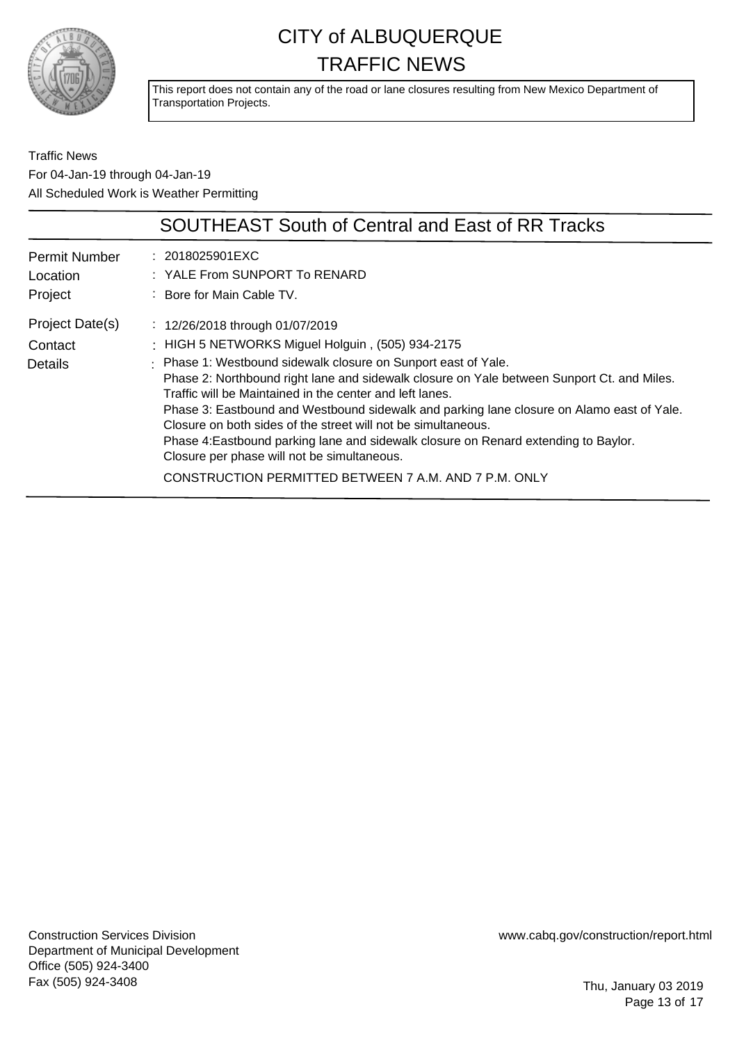# CITY of ALBUQUERQUE
# TRAFFIC NEWS

This report does not contain any of the road or lane closures resulting from New Mexico Department of Transportation Projects.

Traffic News
For 04-Jan-19 through 04-Jan-19
All Scheduled Work is Weather Permitting

## SOUTHEAST South of Central and East of RR Tracks

| | |
|---|---|
| Permit Number | : 2018025901EXC |
| Location | : YALE From SUNPORT To RENARD |
| Project | : Bore for Main Cable TV. |
| Project Date(s) | : 12/26/2018 through 01/07/2019 |
| Contact | : HIGH 5 NETWORKS Miguel Holguin , (505) 934-2175 |
| Details | : Phase 1: Westbound sidewalk closure on Sunport east of Yale. Phase 2: Northbound right lane and sidewalk closure on Yale between Sunport Ct. and Miles. Traffic will be Maintained in the center and left lanes. Phase 3: Eastbound and Westbound sidewalk and parking lane closure on Alamo east of Yale. Closure on both sides of the street will not be simultaneous. Phase 4:Eastbound parking lane and sidewalk closure on Renard extending to Baylor. Closure per phase will not be simultaneous. CONSTRUCTION PERMITTED BETWEEN 7 A.M. AND 7 P.M. ONLY |

Construction Services Division
Department of Municipal Development
Office (505) 924-3400
Fax (505) 924-3408

www.cabq.gov/construction/report.html

Thu, January 03 2019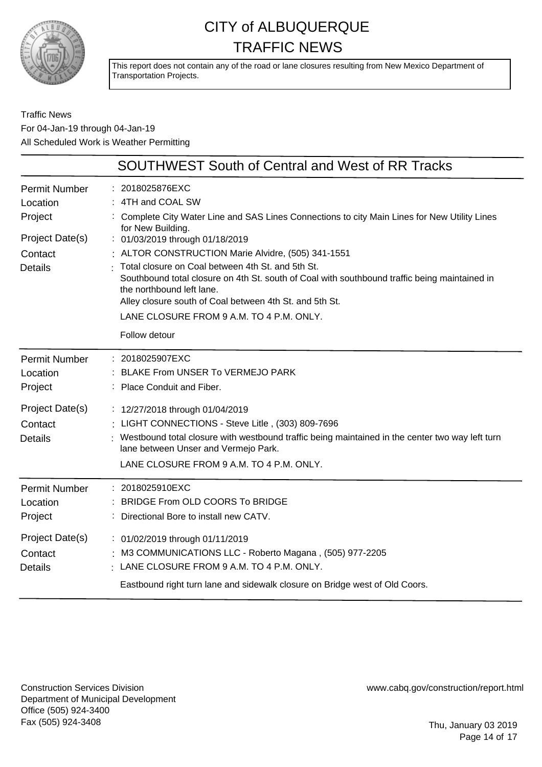# CITY of ALBUQUERQUE TRAFFIC NEWS

This report does not contain any of the road or lane closures resulting from New Mexico Department of Transportation Projects.

Traffic News
For 04-Jan-19 through 04-Jan-19
All Scheduled Work is Weather Permitting

## SOUTHWEST South of Central and West of RR Tracks

**Permit Number** : 2018025876EXC
**Location** : 4TH and COAL SW
**Project** : Complete City Water Line and SAS Lines Connections to city Main Lines for New Utility Lines for New Building.
**Project Date(s)** : 01/03/2019 through 01/18/2019
**Contact** : ALTOR CONSTRUCTION Marie Alvidre, (505) 341-1551
**Details** : Total closure on Coal between 4th St. and 5th St.
Southbound total closure on 4th St. south of Coal with southbound traffic being maintained in the northbound left lane.
Alley closure south of Coal between 4th St. and 5th St.
LANE CLOSURE FROM 9 A.M. TO 4 P.M. ONLY.
Follow detour

---

**Permit Number** : 2018025907EXC
**Location** : BLAKE From UNSER To VERMEJO PARK
**Project** : Place Conduit and Fiber.
**Project Date(s)** : 12/27/2018 through 01/04/2019
**Contact** : LIGHT CONNECTIONS - Steve Litle , (303) 809-7696
**Details** : Westbound total closure with westbound traffic being maintained in the center two way left turn lane between Unser and Vermejo Park.
LANE CLOSURE FROM 9 A.M. TO 4 P.M. ONLY.

---

**Permit Number** : 2018025910EXC
**Location** : BRIDGE From OLD COORS To BRIDGE
**Project** : Directional Bore to install new CATV.
**Project Date(s)** : 01/02/2019 through 01/11/2019
**Contact** : M3 COMMUNICATIONS LLC - Roberto Magana , (505) 977-2205
**Details** : LANE CLOSURE FROM 9 A.M. TO 4 P.M. ONLY.
Eastbound right turn lane and sidewalk closure on Bridge west of Old Coors.

---

Construction Services Division
Department of Municipal Development
Office (505) 924-3400
Fax (505) 924-3408

www.cabq.gov/construction/report.html

Thu, January 03 2019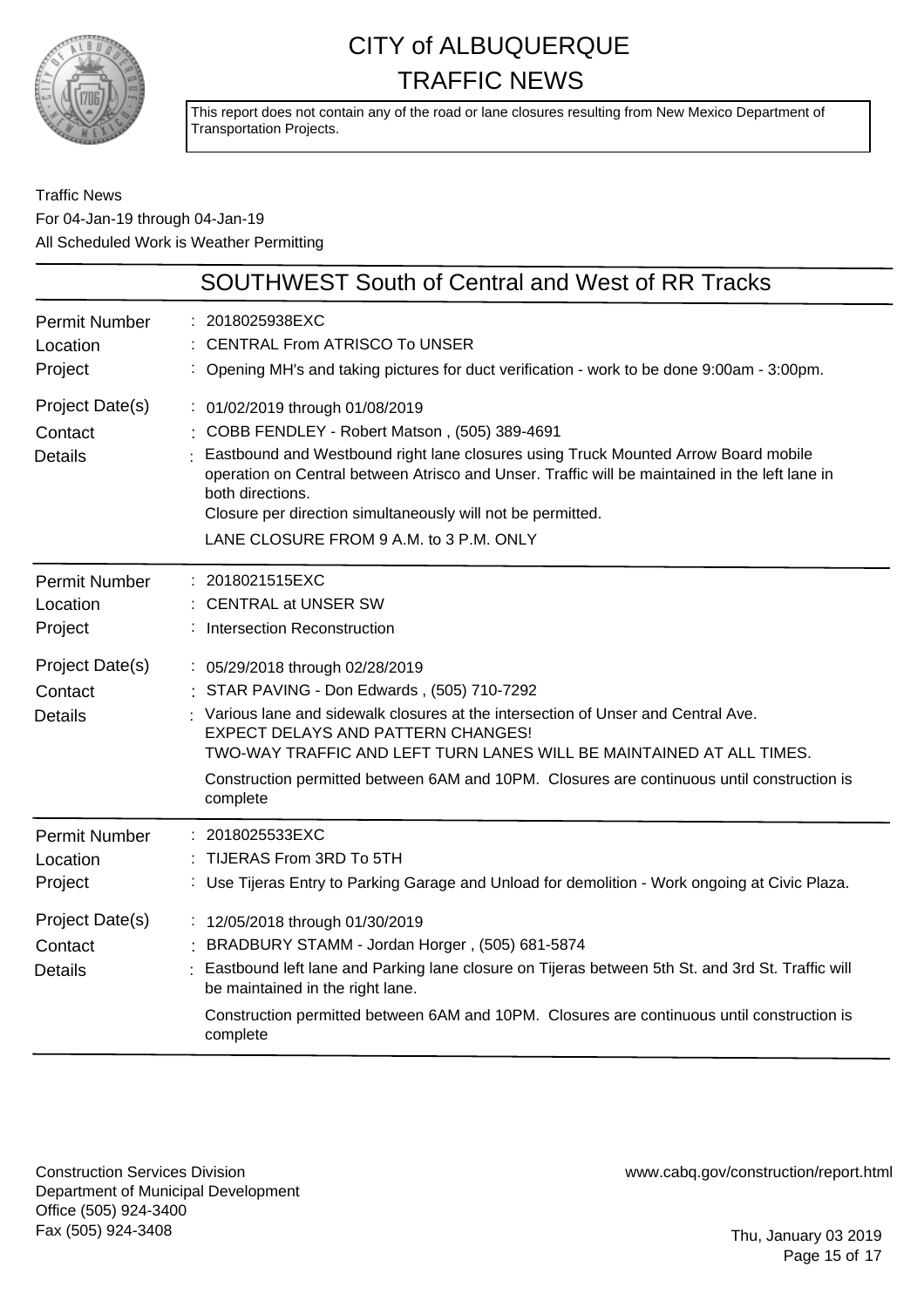# CITY of ALBUQUERQUE
# TRAFFIC NEWS

This report does not contain any of the road or lane closures resulting from New Mexico Department of Transportation Projects.

Traffic News
For 04-Jan-19 through 04-Jan-19
All Scheduled Work is Weather Permitting

## SOUTHWEST South of Central and West of RR Tracks

| | |
|---|---|
| Permit Number | 2018025938EXC |
| Location | CENTRAL From ATRISCO To UNSER |
| Project | Opening MH's and taking pictures for duct verification - work to be done 9:00am - 3:00pm. |
| Project Date(s) | 01/02/2019 through 01/08/2019 |
| Contact | COBB FENDLEY - Robert Matson , (505) 389-4691 |
| Details | Eastbound and Westbound right lane closures using Truck Mounted Arrow Board mobile operation on Central between Atrisco and Unser. Traffic will be maintained in the left lane in both directions.<br>Closure per direction simultaneously will not be permitted.<br>LANE CLOSURE FROM 9 A.M. to 3 P.M. ONLY |

| | |
|---|---|
| Permit Number | 2018021515EXC |
| Location | CENTRAL at UNSER SW |
| Project | Intersection Reconstruction |
| Project Date(s) | 05/29/2018 through 02/28/2019 |
| Contact | STAR PAVING - Don Edwards , (505) 710-7292 |
| Details | Various lane and sidewalk closures at the intersection of Unser and Central Ave.<br>EXPECT DELAYS AND PATTERN CHANGES!<br>TWO-WAY TRAFFIC AND LEFT TURN LANES WILL BE MAINTAINED AT ALL TIMES.<br>Construction permitted between 6AM and 10PM. Closures are continuous until construction is complete |

| | |
|---|---|
| Permit Number | 2018025533EXC |
| Location | TIJERAS From 3RD To 5TH |
| Project | Use Tijeras Entry to Parking Garage and Unload for demolition - Work ongoing at Civic Plaza. |
| Project Date(s) | 12/05/2018 through 01/30/2019 |
| Contact | BRADBURY STAMM - Jordan Horger , (505) 681-5874 |
| Details | Eastbound left lane and Parking lane closure on Tijeras between 5th St. and 3rd St. Traffic will be maintained in the right lane.<br>Construction permitted between 6AM and 10PM. Closures are continuous until construction is complete |

Construction Services Division
Department of Municipal Development
Office (505) 924-3400
Fax (505) 924-3408

www.cabq.gov/construction/report.html

Thu, January 03 2019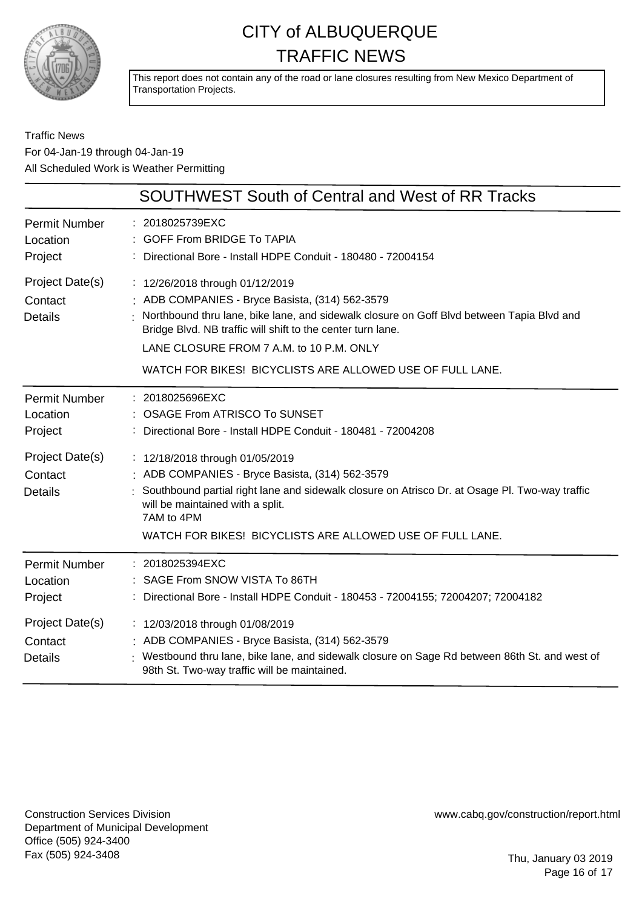# CITY of ALBUQUERQUE
# TRAFFIC NEWS

This report does not contain any of the road or lane closures resulting from New Mexico Department of Transportation Projects.

Traffic News
For 04-Jan-19 through 04-Jan-19
All Scheduled Work is Weather Permitting

## SOUTHWEST South of Central and West of RR Tracks

| | |
|---|---|
| Permit Number | : 2018025739EXC |
| Location | : GOFF From BRIDGE To TAPIA |
| Project | : Directional Bore - Install HDPE Conduit - 180480 - 72004154 |
| Project Date(s) | : 12/26/2018 through 01/12/2019 |
| Contact | : ADB COMPANIES - Bryce Basista, (314) 562-3579 |
| Details | : Northbound thru lane, bike lane, and sidewalk closure on Goff Blvd between Tapia Blvd and Bridge Blvd. NB traffic will shift to the center turn lane. LANE CLOSURE FROM 7 A.M. to 10 P.M. ONLY WATCH FOR BIKES! BICYCLISTS ARE ALLOWED USE OF FULL LANE. |

| | |
|---|---|
| Permit Number | : 2018025696EXC |
| Location | : OSAGE From ATRISCO To SUNSET |
| Project | : Directional Bore - Install HDPE Conduit - 180481 - 72004208 |
| Project Date(s) | : 12/18/2018 through 01/05/2019 |
| Contact | : ADB COMPANIES - Bryce Basista, (314) 562-3579 |
| Details | : Southbound partial right lane and sidewalk closure on Atrisco Dr. at Osage Pl. Two-way traffic will be maintained with a split. 7AM to 4PM WATCH FOR BIKES! BICYCLISTS ARE ALLOWED USE OF FULL LANE. |

| | |
|---|---|
| Permit Number | : 2018025394EXC |
| Location | : SAGE From SNOW VISTA To 86TH |
| Project | : Directional Bore - Install HDPE Conduit - 180453 - 72004155; 72004207; 72004182 |
| Project Date(s) | : 12/03/2018 through 01/08/2019 |
| Contact | : ADB COMPANIES - Bryce Basista, (314) 562-3579 |
| Details | : Westbound thru lane, bike lane, and sidewalk closure on Sage Rd between 86th St. and west of 98th St. Two-way traffic will be maintained. |

Construction Services Division
Department of Municipal Development
Office (505) 924-3400
Fax (505) 924-3408

www.cabq.gov/construction/report.html

Thu, January 03 2019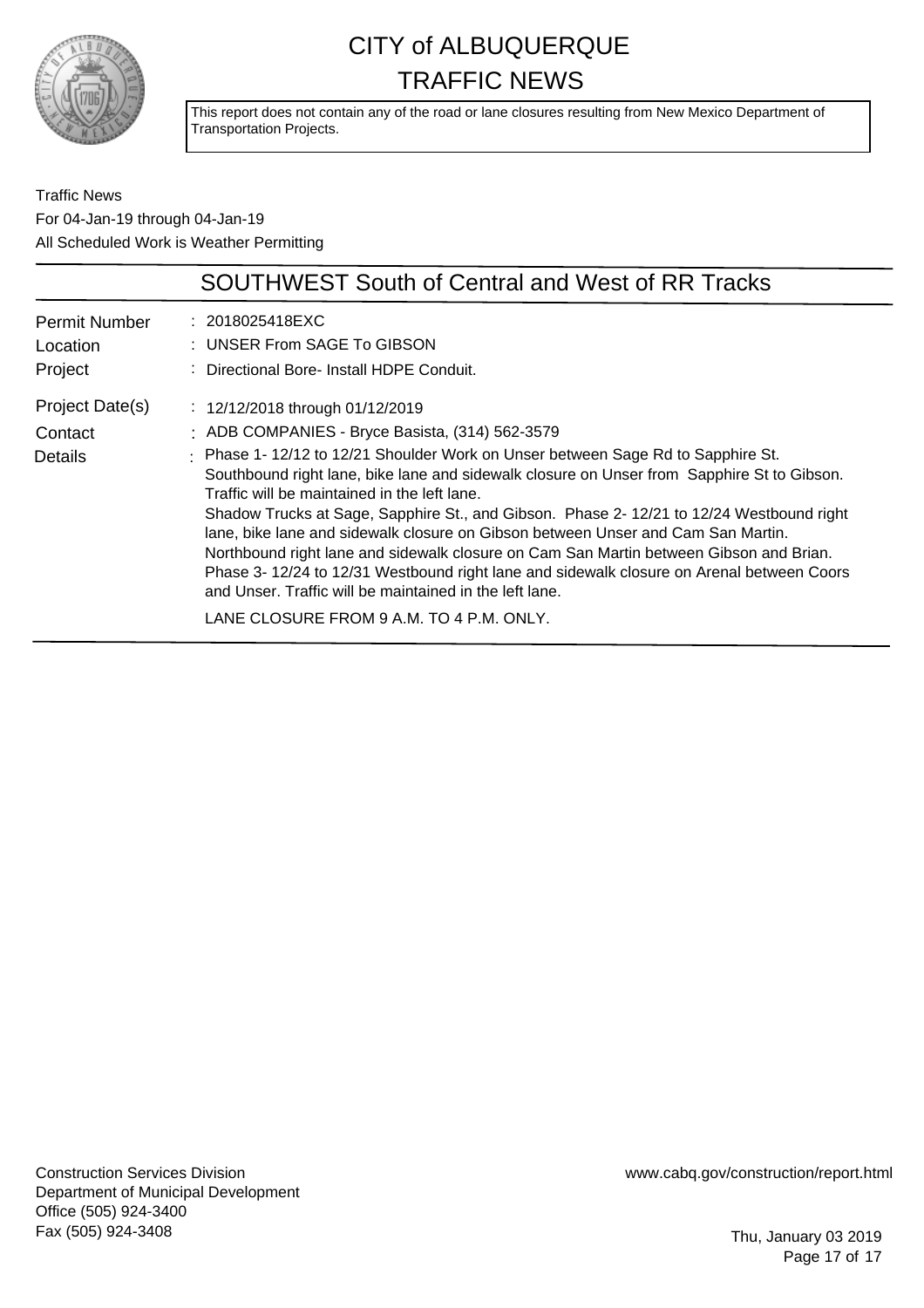# CITY of ALBUQUERQUE
# TRAFFIC NEWS

This report does not contain any of the road or lane closures resulting from New Mexico Department of Transportation Projects.

Traffic News
For 04-Jan-19 through 04-Jan-19
All Scheduled Work is Weather Permitting

## SOUTHWEST South of Central and West of RR Tracks

| | |
|---|---|
| Permit Number | : 2018025418EXC |
| Location | : UNSER From SAGE To GIBSON |
| Project | : Directional Bore- Install HDPE Conduit. |
| Project Date(s) | : 12/12/2018 through 01/12/2019 |
| Contact | : ADB COMPANIES - Bryce Basista, (314) 562-3579 |
| Details | : Phase 1- 12/12 to 12/21 Shoulder Work on Unser between Sage Rd to Sapphire St. Southbound right lane, bike lane and sidewalk closure on Unser from Sapphire St to Gibson. Traffic will be maintained in the left lane. Shadow Trucks at Sage, Sapphire St., and Gibson. Phase 2- 12/21 to 12/24 Westbound right lane, bike lane and sidewalk closure on Gibson between Unser and Cam San Martin. Northbound right lane and sidewalk closure on Cam San Martin between Gibson and Brian. Phase 3- 12/24 to 12/31 Westbound right lane and sidewalk closure on Arenal between Coors and Unser. Traffic will be maintained in the left lane. LANE CLOSURE FROM 9 A.M. TO 4 P.M. ONLY. |

Construction Services Division
Department of Municipal Development
Office (505) 924-3400
Fax (505) 924-3408

www.cabq.gov/construction/report.html

Thu, January 03 2019